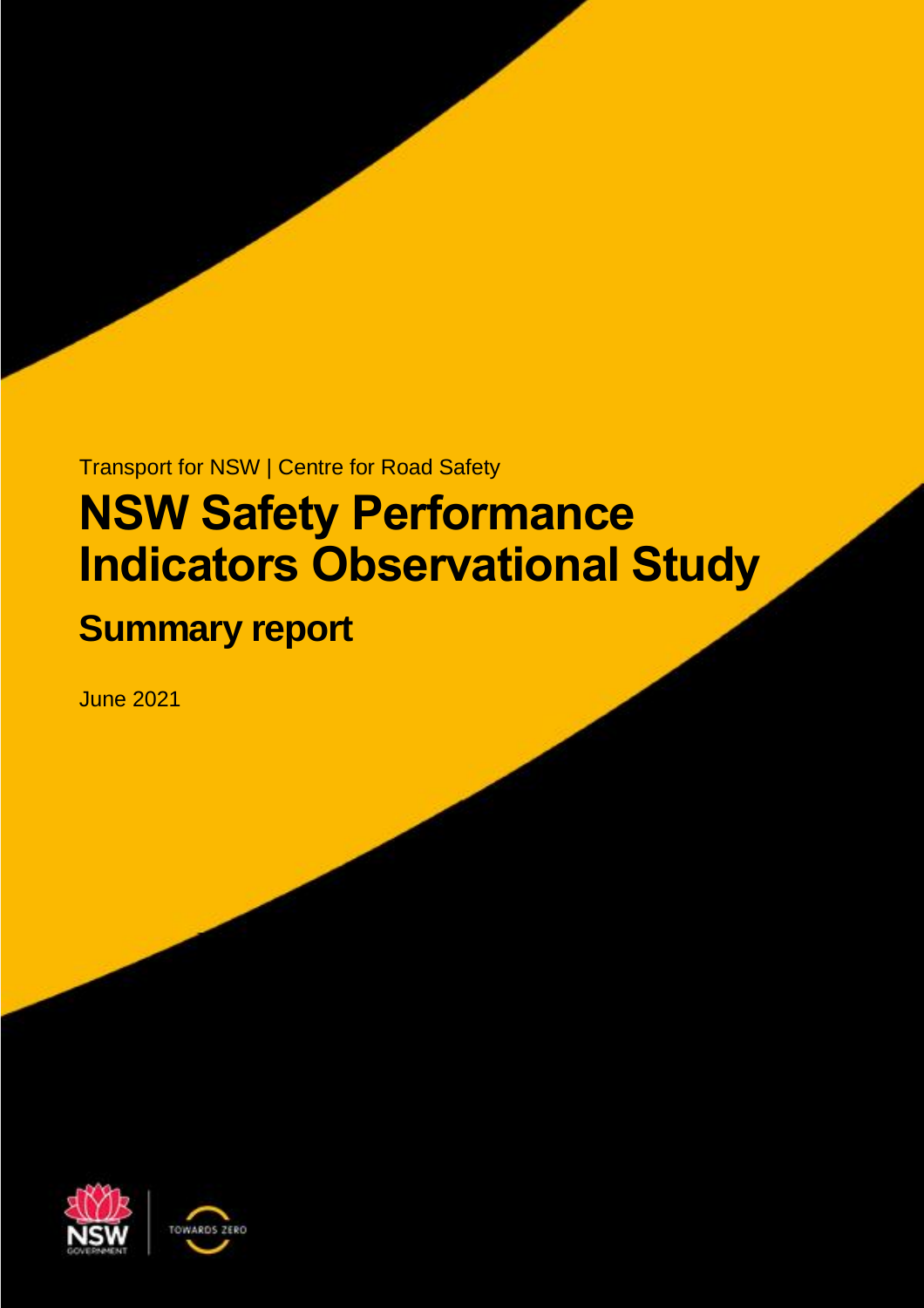Transport for NSW | Centre for Road Safety

# NSW Safety Performance Indicators Observational Study

## Summary report

June 2021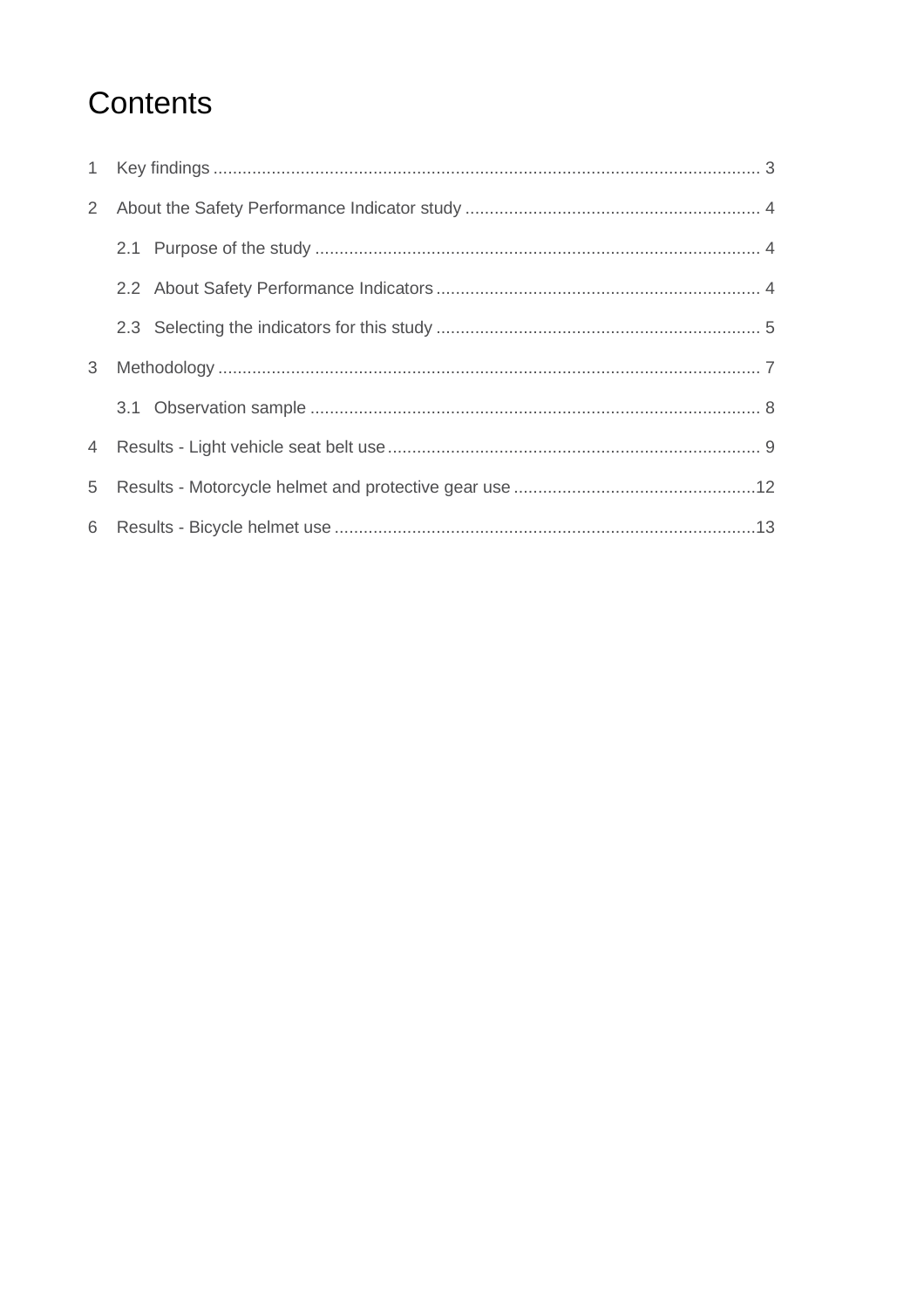# Contents

1 Key findings ............................................................................................................ 3

2 About the Safety Performance Indicator study ............................................................ 4

 2.1 Purpose of the study ........................................................................................... 4

 2.2 About Safety Performance Indicators .................................................................. 4

 2.3 Selecting the indicators for this study .................................................................. 5

3 Methodology .............................................................................................................. 7

 3.1 Observation sample ............................................................................................ 8

4 Results - Light vehicle seat belt use ............................................................................ 9

5 Results - Motorcycle helmet and protective gear use .................................................12

6 Results - Bicycle helmet use ......................................................................................13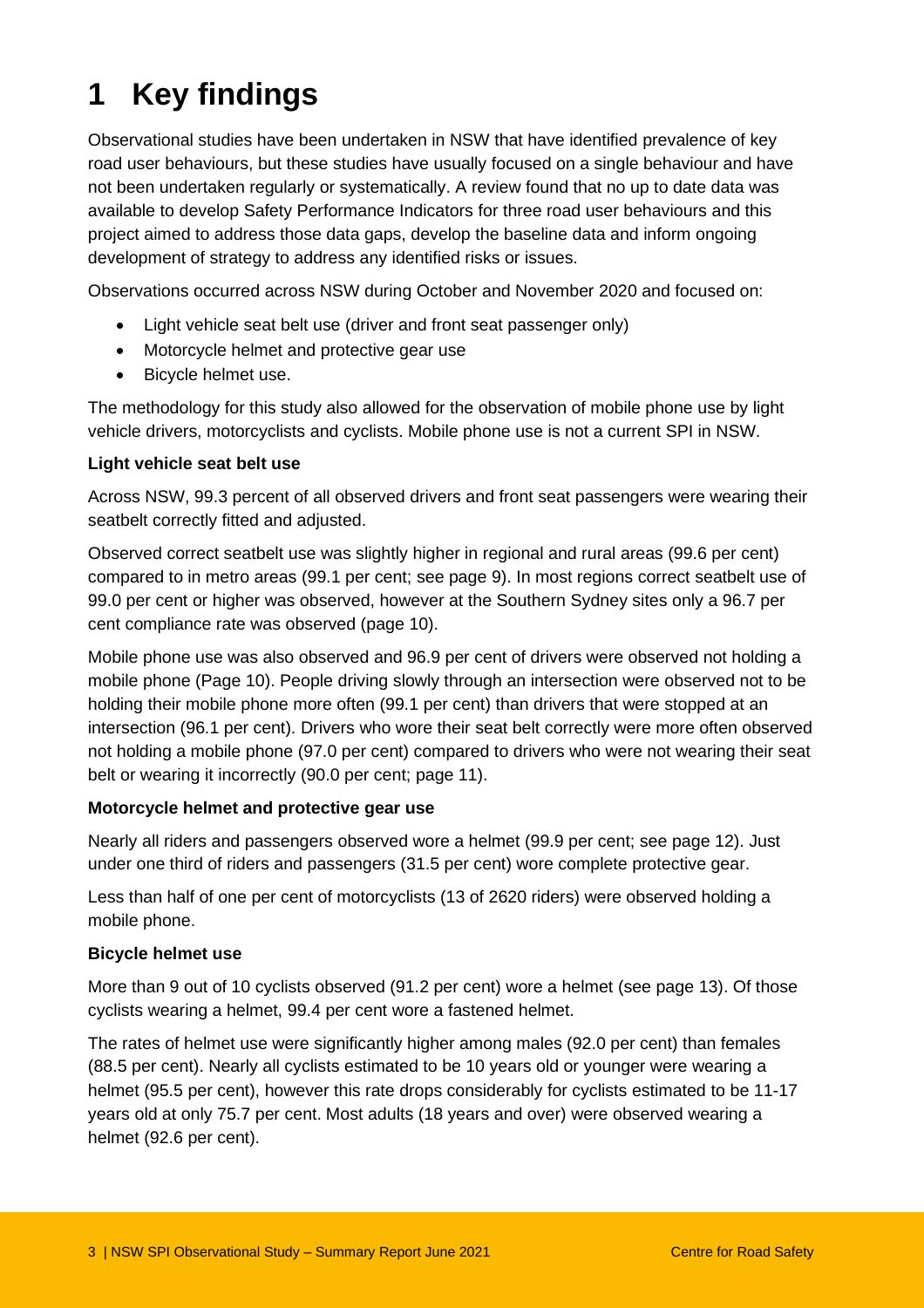# 1 Key findings

Observational studies have been undertaken in NSW that have identified prevalence of key road user behaviours, but these studies have usually focused on a single behaviour and have not been undertaken regularly or systematically. A review found that no up to date data was available to develop Safety Performance Indicators for three road user behaviours and this project aimed to address those data gaps, develop the baseline data and inform ongoing development of strategy to address any identified risks or issues.

Observations occurred across NSW during October and November 2020 and focused on:

- Light vehicle seat belt use (driver and front seat passenger only)
- Motorcycle helmet and protective gear use
- Bicycle helmet use.

The methodology for this study also allowed for the observation of mobile phone use by light vehicle drivers, motorcyclists and cyclists. Mobile phone use is not a current SPI in NSW.

**Light vehicle seat belt use**

Across NSW, 99.3 percent of all observed drivers and front seat passengers were wearing their seatbelt correctly fitted and adjusted.

Observed correct seatbelt use was slightly higher in regional and rural areas (99.6 per cent) compared to in metro areas (99.1 per cent; see page 9). In most regions correct seatbelt use of 99.0 per cent or higher was observed, however at the Southern Sydney sites only a 96.7 per cent compliance rate was observed (page 10).

Mobile phone use was also observed and 96.9 per cent of drivers were observed not holding a mobile phone (Page 10). People driving slowly through an intersection were observed not to be holding their mobile phone more often (99.1 per cent) than drivers that were stopped at an intersection (96.1 per cent). Drivers who wore their seat belt correctly were more often observed not holding a mobile phone (97.0 per cent) compared to drivers who were not wearing their seat belt or wearing it incorrectly (90.0 per cent; page 11).

**Motorcycle helmet and protective gear use**

Nearly all riders and passengers observed wore a helmet (99.9 per cent; see page 12). Just under one third of riders and passengers (31.5 per cent) wore complete protective gear.

Less than half of one per cent of motorcyclists (13 of 2620 riders) were observed holding a mobile phone.

**Bicycle helmet use**

More than 9 out of 10 cyclists observed (91.2 per cent) wore a helmet (see page 13). Of those cyclists wearing a helmet, 99.4 per cent wore a fastened helmet.

The rates of helmet use were significantly higher among males (92.0 per cent) than females (88.5 per cent). Nearly all cyclists estimated to be 10 years old or younger were wearing a helmet (95.5 per cent), however this rate drops considerably for cyclists estimated to be 11-17 years old at only 75.7 per cent. Most adults (18 years and over) were observed wearing a helmet (92.6 per cent).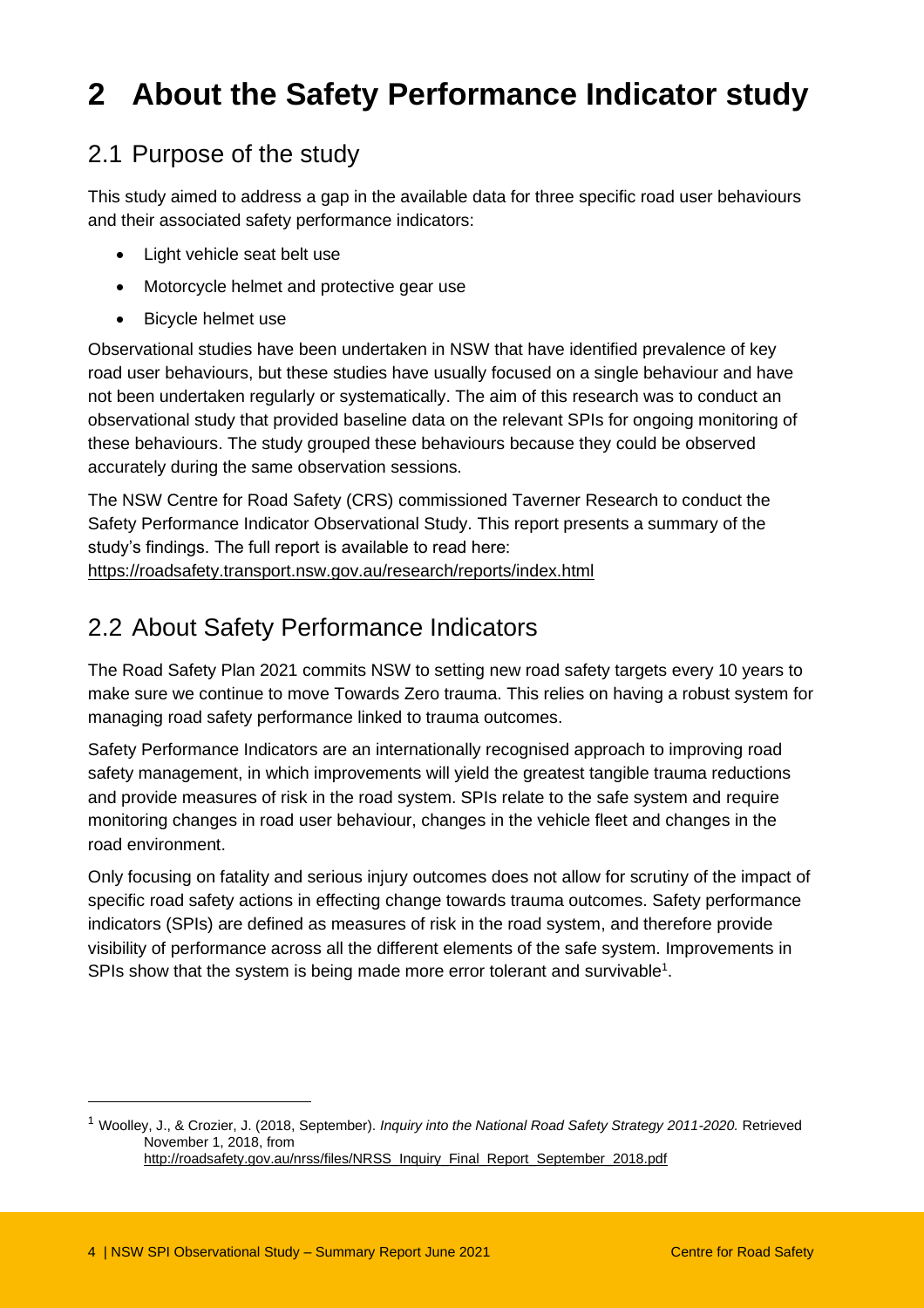# 2 About the Safety Performance Indicator study

## 2.1 Purpose of the study

This study aimed to address a gap in the available data for three specific road user behaviours and their associated safety performance indicators:

- Light vehicle seat belt use
- Motorcycle helmet and protective gear use
- Bicycle helmet use

Observational studies have been undertaken in NSW that have identified prevalence of key road user behaviours, but these studies have usually focused on a single behaviour and have not been undertaken regularly or systematically. The aim of this research was to conduct an observational study that provided baseline data on the relevant SPIs for ongoing monitoring of these behaviours. The study grouped these behaviours because they could be observed accurately during the same observation sessions.

The NSW Centre for Road Safety (CRS) commissioned Taverner Research to conduct the Safety Performance Indicator Observational Study. This report presents a summary of the study's findings. The full report is available to read here: https://roadsafety.transport.nsw.gov.au/research/reports/index.html

## 2.2 About Safety Performance Indicators

The Road Safety Plan 2021 commits NSW to setting new road safety targets every 10 years to make sure we continue to move Towards Zero trauma. This relies on having a robust system for managing road safety performance linked to trauma outcomes.

Safety Performance Indicators are an internationally recognised approach to improving road safety management, in which improvements will yield the greatest tangible trauma reductions and provide measures of risk in the road system. SPIs relate to the safe system and require monitoring changes in road user behaviour, changes in the vehicle fleet and changes in the road environment.

Only focusing on fatality and serious injury outcomes does not allow for scrutiny of the impact of specific road safety actions in effecting change towards trauma outcomes. Safety performance indicators (SPIs) are defined as measures of risk in the road system, and therefore provide visibility of performance across all the different elements of the safe system. Improvements in SPIs show that the system is being made more error tolerant and survivable[1].

[1] Woolley, J., & Crozier, J. (2018, September). *Inquiry into the National Road Safety Strategy 2011-2020.* Retrieved November 1, 2018, from http://roadsafety.gov.au/nrss/files/NRSS_Inquiry_Final_Report_September_2018.pdf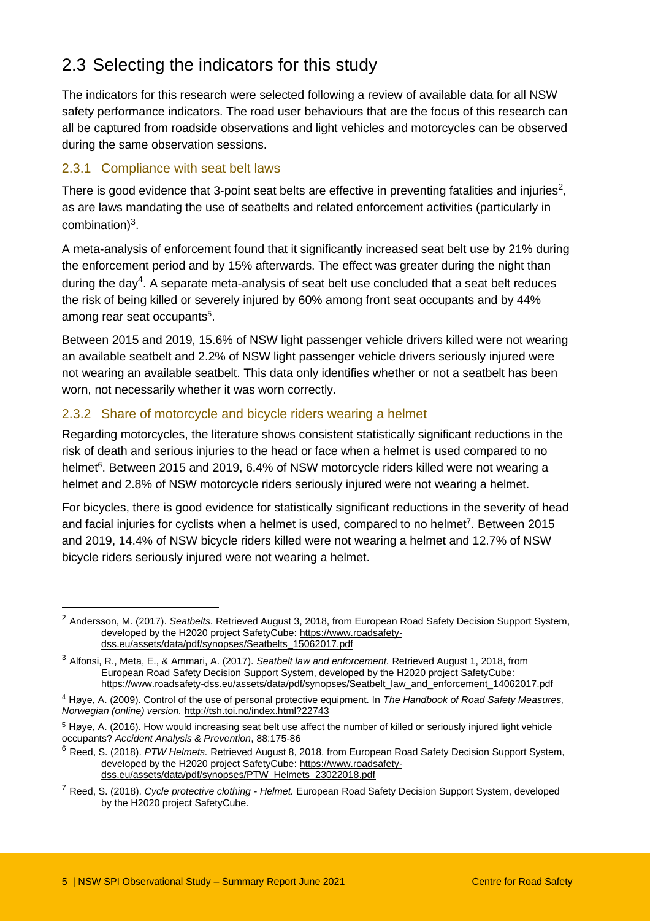## 2.3 Selecting the indicators for this study

The indicators for this research were selected following a review of available data for all NSW safety performance indicators. The road user behaviours that are the focus of this research can all be captured from roadside observations and light vehicles and motorcycles can be observed during the same observation sessions.

### 2.3.1 Compliance with seat belt laws

There is good evidence that 3-point seat belts are effective in preventing fatalities and injuries[2], as are laws mandating the use of seatbelts and related enforcement activities (particularly in combination)[3].

A meta-analysis of enforcement found that it significantly increased seat belt use by 21% during the enforcement period and by 15% afterwards. The effect was greater during the night than during the day[4]. A separate meta-analysis of seat belt use concluded that a seat belt reduces the risk of being killed or severely injured by 60% among front seat occupants and by 44% among rear seat occupants[5].

Between 2015 and 2019, 15.6% of NSW light passenger vehicle drivers killed were not wearing an available seatbelt and 2.2% of NSW light passenger vehicle drivers seriously injured were not wearing an available seatbelt. This data only identifies whether or not a seatbelt has been worn, not necessarily whether it was worn correctly.

### 2.3.2 Share of motorcycle and bicycle riders wearing a helmet

Regarding motorcycles, the literature shows consistent statistically significant reductions in the risk of death and serious injuries to the head or face when a helmet is used compared to no helmet[6]. Between 2015 and 2019, 6.4% of NSW motorcycle riders killed were not wearing a helmet and 2.8% of NSW motorcycle riders seriously injured were not wearing a helmet.

For bicycles, there is good evidence for statistically significant reductions in the severity of head and facial injuries for cyclists when a helmet is used, compared to no helmet[7]. Between 2015 and 2019, 14.4% of NSW bicycle riders killed were not wearing a helmet and 12.7% of NSW bicycle riders seriously injured were not wearing a helmet.

---

[2] Andersson, M. (2017). *Seatbelts.* Retrieved August 3, 2018, from European Road Safety Decision Support System, developed by the H2020 project SafetyCube: https://www.roadsafety-dss.eu/assets/data/pdf/synopses/Seatbelts_15062017.pdf

[3] Alfonsi, R., Meta, E., & Ammari, A. (2017). *Seatbelt law and enforcement.* Retrieved August 1, 2018, from European Road Safety Decision Support System, developed by the H2020 project SafetyCube: https://www.roadsafety-dss.eu/assets/data/pdf/synopses/Seatbelt_law_and_enforcement_14062017.pdf

[4] Høye, A. (2009). Control of the use of personal protective equipment. In *The Handbook of Road Safety Measures, Norwegian (online) version.* http://tsh.toi.no/index.html?22743

[5] Høye, A. (2016). How would increasing seat belt use affect the number of killed or seriously injured light vehicle occupants? *Accident Analysis & Prevention*, 88:175-86

[6] Reed, S. (2018). *PTW Helmets.* Retrieved August 8, 2018, from European Road Safety Decision Support System, developed by the H2020 project SafetyCube: https://www.roadsafety-dss.eu/assets/data/pdf/synopses/PTW_Helmets_23022018.pdf

[7] Reed, S. (2018). *Cycle protective clothing - Helmet.* European Road Safety Decision Support System, developed by the H2020 project SafetyCube.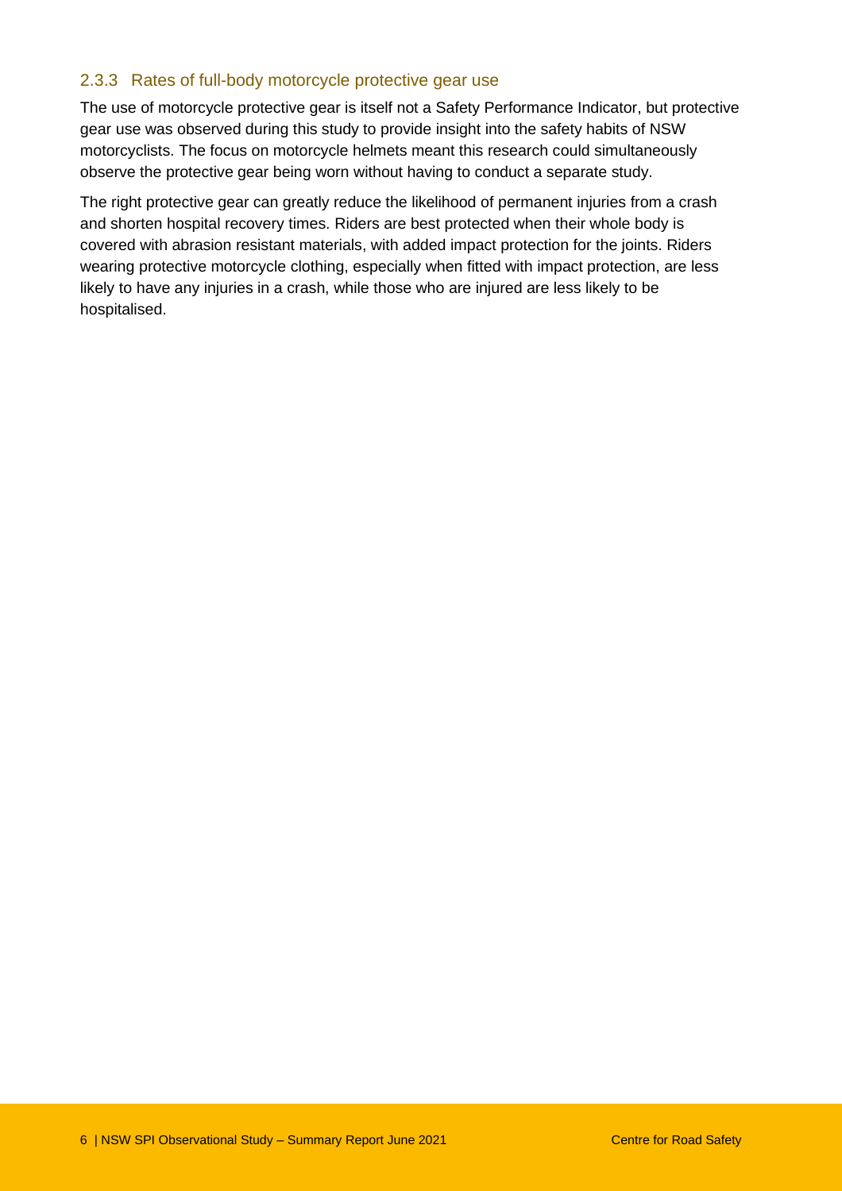### 2.3.3 Rates of full-body motorcycle protective gear use

The use of motorcycle protective gear is itself not a Safety Performance Indicator, but protective gear use was observed during this study to provide insight into the safety habits of NSW motorcyclists. The focus on motorcycle helmets meant this research could simultaneously observe the protective gear being worn without having to conduct a separate study.

The right protective gear can greatly reduce the likelihood of permanent injuries from a crash and shorten hospital recovery times. Riders are best protected when their whole body is covered with abrasion resistant materials, with added impact protection for the joints. Riders wearing protective motorcycle clothing, especially when fitted with impact protection, are less likely to have any injuries in a crash, while those who are injured are less likely to be hospitalised.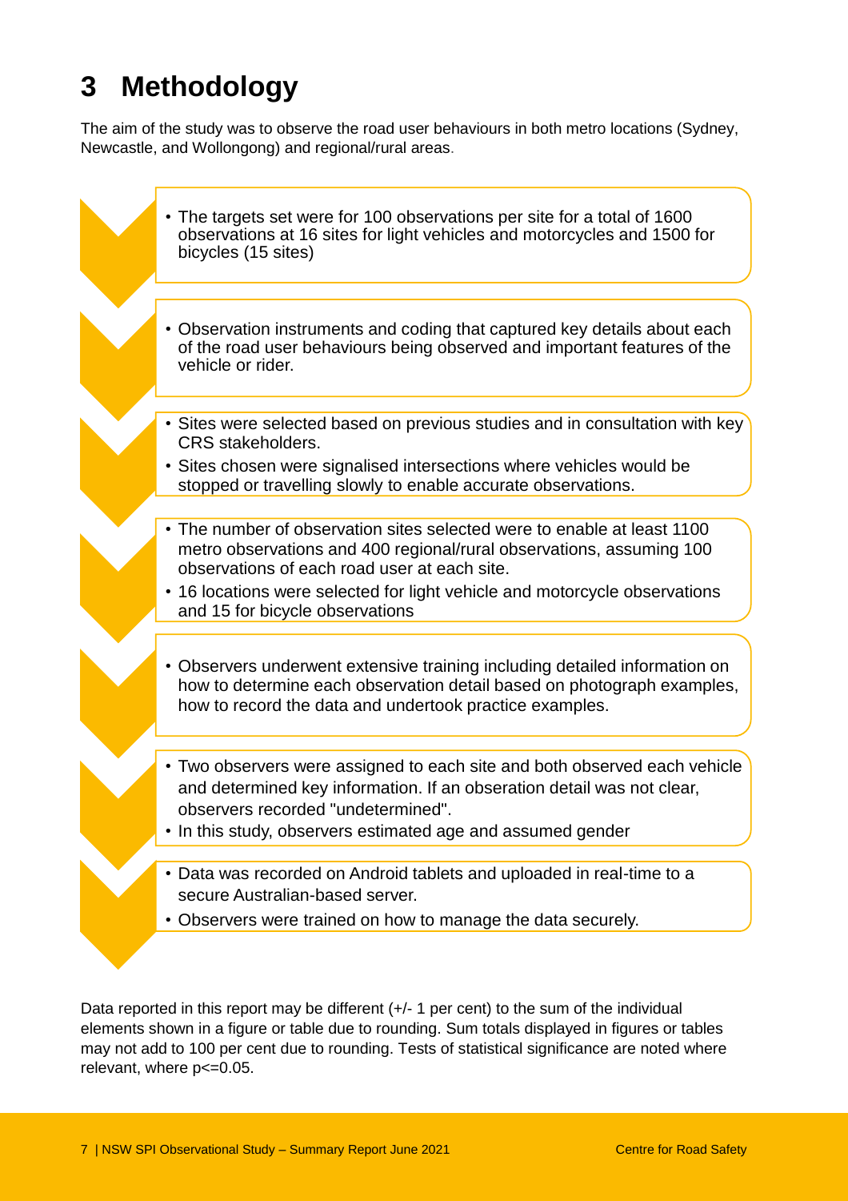# 3 Methodology

The aim of the study was to observe the road user behaviours in both metro locations (Sydney, Newcastle, and Wollongong) and regional/rural areas.

- The targets set were for 100 observations per site for a total of 1600 observations at 16 sites for light vehicles and motorcycles and 1500 for bicycles (15 sites)

- Observation instruments and coding that captured key details about each of the road user behaviours being observed and important features of the vehicle or rider.

- Sites were selected based on previous studies and in consultation with key CRS stakeholders.
- Sites chosen were signalised intersections where vehicles would be stopped or travelling slowly to enable accurate observations.

- The number of observation sites selected were to enable at least 1100 metro observations and 400 regional/rural observations, assuming 100 observations of each road user at each site.
- 16 locations were selected for light vehicle and motorcycle observations and 15 for bicycle observations

- Observers underwent extensive training including detailed information on how to determine each observation detail based on photograph examples, how to record the data and undertook practice examples.

- Two observers were assigned to each site and both observed each vehicle and determined key information. If an obseration detail was not clear, observers recorded "undetermined".
- In this study, observers estimated age and assumed gender

- Data was recorded on Android tablets and uploaded in real-time to a secure Australian-based server.
- Observers were trained on how to manage the data securely.

Data reported in this report may be different (+/- 1 per cent) to the sum of the individual elements shown in a figure or table due to rounding. Sum totals displayed in figures or tables may not add to 100 per cent due to rounding. Tests of statistical significance are noted where relevant, where $p<=0.05$.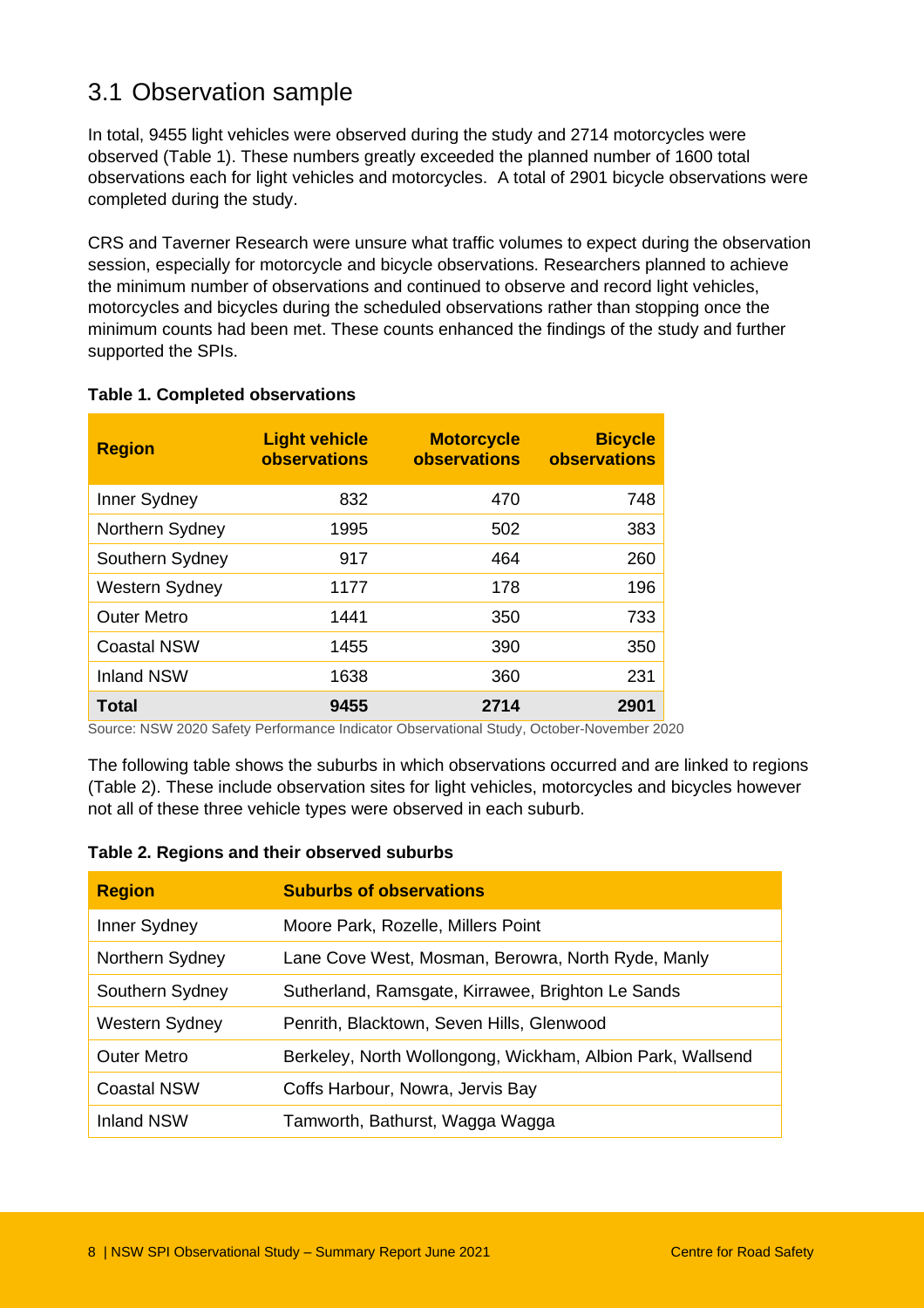## 3.1 Observation sample

In total, 9455 light vehicles were observed during the study and 2714 motorcycles were observed (Table 1). These numbers greatly exceeded the planned number of 1600 total observations each for light vehicles and motorcycles.  A total of 2901 bicycle observations were completed during the study.

CRS and Taverner Research were unsure what traffic volumes to expect during the observation session, especially for motorcycle and bicycle observations. Researchers planned to achieve the minimum number of observations and continued to observe and record light vehicles, motorcycles and bicycles during the scheduled observations rather than stopping once the minimum counts had been met. These counts enhanced the findings of the study and further supported the SPIs.

**Table 1. Completed observations**

| Region | Light vehicle observations | Motorcycle observations | Bicycle observations |
|---|---|---|---|
| Inner Sydney | 832 | 470 | 748 |
| Northern Sydney | 1995 | 502 | 383 |
| Southern Sydney | 917 | 464 | 260 |
| Western Sydney | 1177 | 178 | 196 |
| Outer Metro | 1441 | 350 | 733 |
| Coastal NSW | 1455 | 390 | 350 |
| Inland NSW | 1638 | 360 | 231 |
| **Total** | **9455** | **2714** | **2901** |

Source: NSW 2020 Safety Performance Indicator Observational Study, October-November 2020

The following table shows the suburbs in which observations occurred and are linked to regions (Table 2). These include observation sites for light vehicles, motorcycles and bicycles however not all of these three vehicle types were observed in each suburb.

**Table 2. Regions and their observed suburbs**

| Region | Suburbs of observations |
|---|---|
| Inner Sydney | Moore Park, Rozelle, Millers Point |
| Northern Sydney | Lane Cove West, Mosman, Berowra, North Ryde, Manly |
| Southern Sydney | Sutherland, Ramsgate, Kirrawee, Brighton Le Sands |
| Western Sydney | Penrith, Blacktown, Seven Hills, Glenwood |
| Outer Metro | Berkeley, North Wollongong, Wickham, Albion Park, Wallsend |
| Coastal NSW | Coffs Harbour, Nowra, Jervis Bay |
| Inland NSW | Tamworth, Bathurst, Wagga Wagga |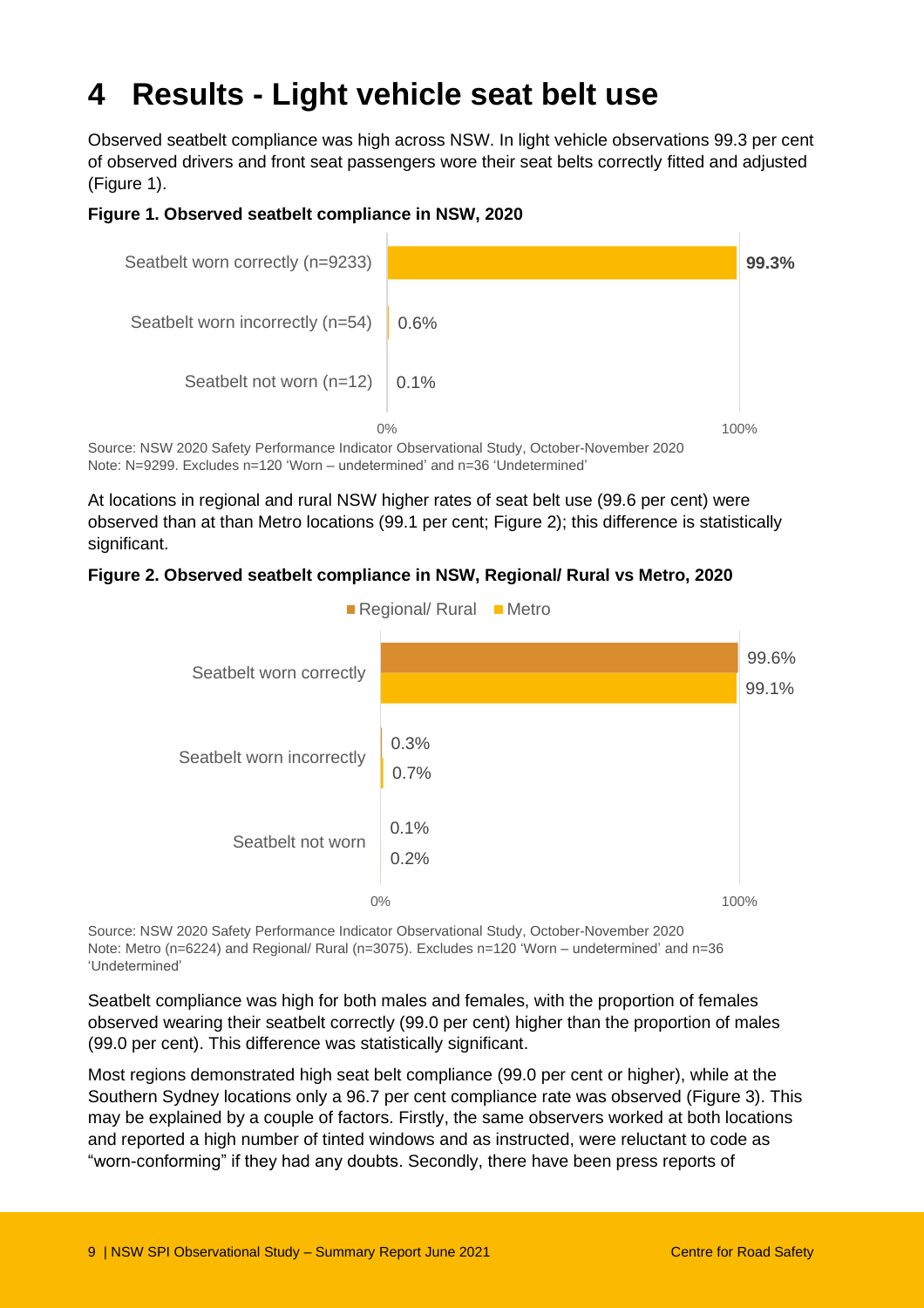# 4 Results - Light vehicle seat belt use

Observed seatbelt compliance was high across NSW. In light vehicle observations 99.3 per cent of observed drivers and front seat passengers wore their seat belts correctly fitted and adjusted (Figure 1).

**Figure 1. Observed seatbelt compliance in NSW, 2020**

Seatbelt worn correctly (n=9233)
99.3%
Seatbelt worn incorrectly (n=54)
0.6%
Seatbelt not worn (n=12)
0.1%
0%
100%

Source: NSW 2020 Safety Performance Indicator Observational Study, October-November 2020
Note: N=9299. Excludes n=120 'Worn – undetermined' and n=36 'Undetermined'

At locations in regional and rural NSW higher rates of seat belt use (99.6 per cent) were observed than at than Metro locations (99.1 per cent; Figure 2); this difference is statistically significant.

**Figure 2. Observed seatbelt compliance in NSW, Regional/ Rural vs Metro, 2020**

Regional/ Rural
Metro
Seatbelt worn correctly
99.6%
99.1%
Seatbelt worn incorrectly
0.3%
0.7%
Seatbelt not worn
0.1%
0.2%
0%
100%

Source: NSW 2020 Safety Performance Indicator Observational Study, October-November 2020
Note: Metro (n=6224) and Regional/ Rural (n=3075). Excludes n=120 'Worn – undetermined' and n=36 'Undetermined'

Seatbelt compliance was high for both males and females, with the proportion of females observed wearing their seatbelt correctly (99.0 per cent) higher than the proportion of males (99.0 per cent). This difference was statistically significant.

Most regions demonstrated high seat belt compliance (99.0 per cent or higher), while at the Southern Sydney locations only a 96.7 per cent compliance rate was observed (Figure 3). This may be explained by a couple of factors. Firstly, the same observers worked at both locations and reported a high number of tinted windows and as instructed, were reluctant to code as "worn-conforming" if they had any doubts. Secondly, there have been press reports of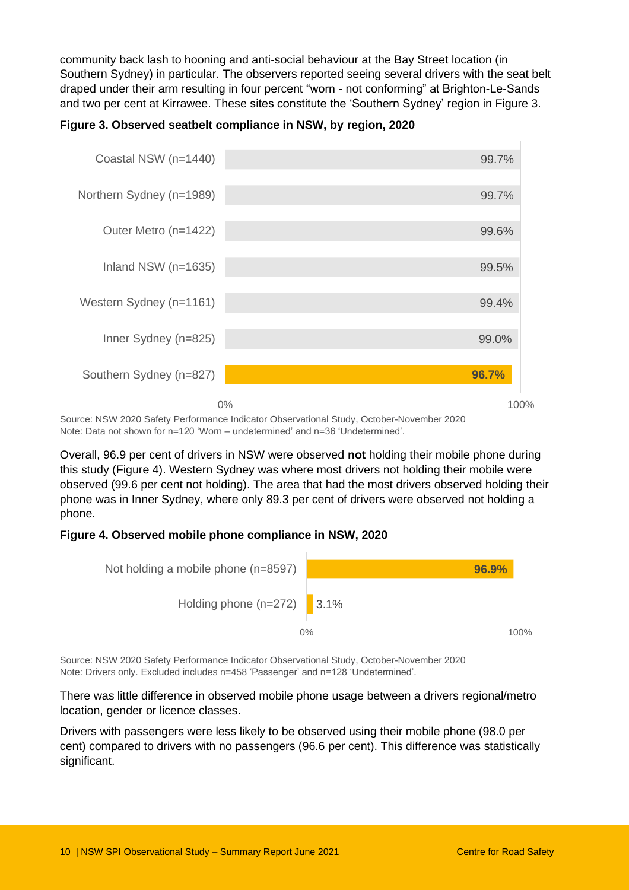community back lash to hooning and anti-social behaviour at the Bay Street location (in Southern Sydney) in particular. The observers reported seeing several drivers with the seat belt draped under their arm resulting in four percent "worn - not conforming" at Brighton-Le-Sands and two per cent at Kirrawee. These sites constitute the 'Southern Sydney' region in Figure 3.

**Figure 3. Observed seatbelt compliance in NSW, by region, 2020**

Coastal NSW (n=1440) 99.7%
Northern Sydney (n=1989) 99.7%
Outer Metro (n=1422) 99.6%
Inland NSW (n=1635) 99.5%
Western Sydney (n=1161) 99.4%
Inner Sydney (n=825) 99.0%
Southern Sydney (n=827) 96.7%
0%
100%

Source: NSW 2020 Safety Performance Indicator Observational Study, October-November 2020
Note: Data not shown for n=120 'Worn – undetermined' and n=36 'Undetermined'.

Overall, 96.9 per cent of drivers in NSW were observed **not** holding their mobile phone during this study (Figure 4). Western Sydney was where most drivers not holding their mobile were observed (99.6 per cent not holding). The area that had the most drivers observed holding their phone was in Inner Sydney, where only 89.3 per cent of drivers were observed not holding a phone.

**Figure 4. Observed mobile phone compliance in NSW, 2020**

Not holding a mobile phone (n=8597) 96.9%
Holding phone (n=272) 3.1%
0%
100%

Source: NSW 2020 Safety Performance Indicator Observational Study, October-November 2020
Note: Drivers only. Excluded includes n=458 'Passenger' and n=128 'Undetermined'.

There was little difference in observed mobile phone usage between a drivers regional/metro location, gender or licence classes.

Drivers with passengers were less likely to be observed using their mobile phone (98.0 per cent) compared to drivers with no passengers (96.6 per cent). This difference was statistically significant.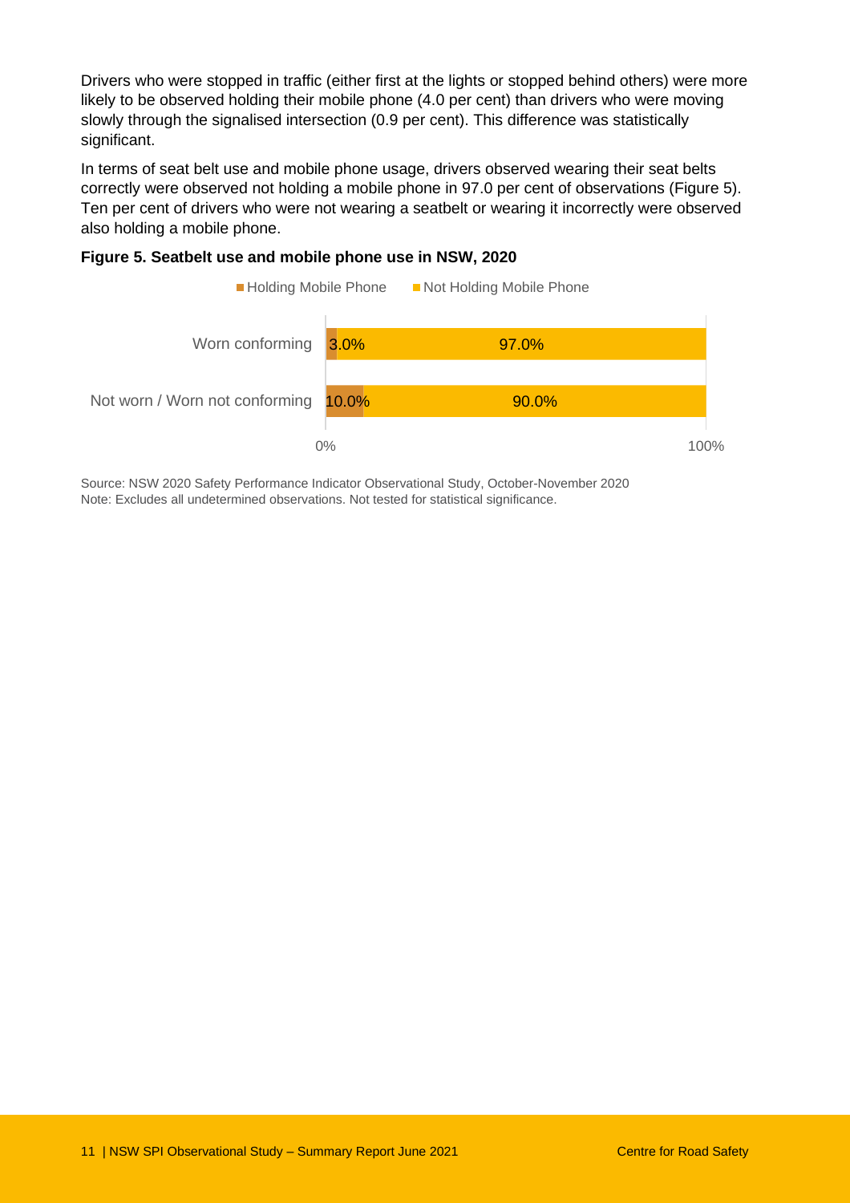Drivers who were stopped in traffic (either first at the lights or stopped behind others) were more likely to be observed holding their mobile phone (4.0 per cent) than drivers who were moving slowly through the signalised intersection (0.9 per cent). This difference was statistically significant.

In terms of seat belt use and mobile phone usage, drivers observed wearing their seat belts correctly were observed not holding a mobile phone in 97.0 per cent of observations (Figure 5). Ten per cent of drivers who were not wearing a seatbelt or wearing it incorrectly were observed also holding a mobile phone.

**Figure 5. Seatbelt use and mobile phone use in NSW, 2020**

Holding Mobile Phone
Not Holding Mobile Phone

Worn conforming
3.0%
97.0%

Not worn / Worn not conforming
10.0%
90.0%

0%
100%

Source: NSW 2020 Safety Performance Indicator Observational Study, October-November 2020
Note: Excludes all undetermined observations. Not tested for statistical significance.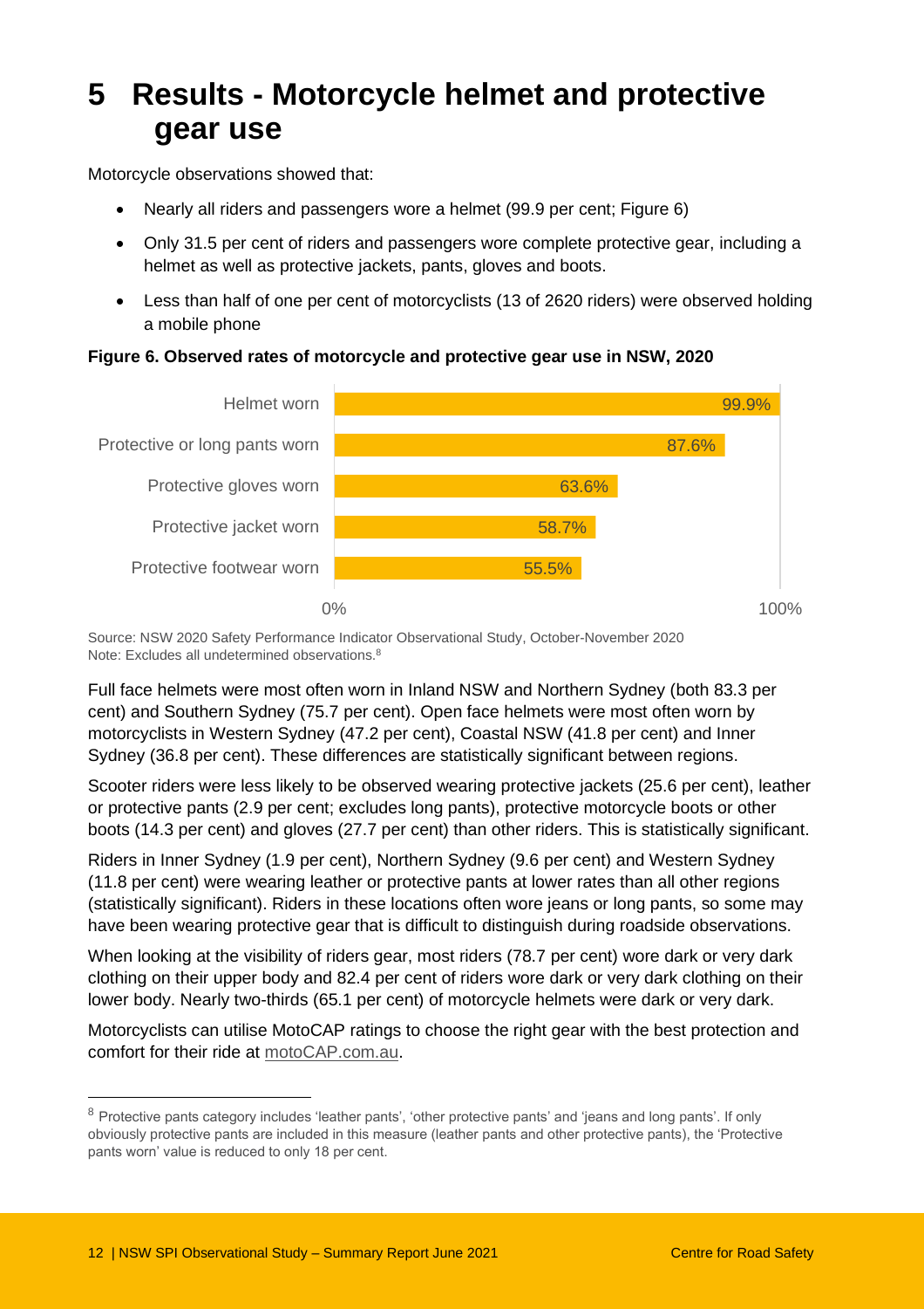# 5 Results - Motorcycle helmet and protective gear use

Motorcycle observations showed that:

- Nearly all riders and passengers wore a helmet (99.9 per cent; Figure 6)
- Only 31.5 per cent of riders and passengers wore complete protective gear, including a helmet as well as protective jackets, pants, gloves and boots.
- Less than half of one per cent of motorcyclists (13 of 2620 riders) were observed holding a mobile phone

**Figure 6. Observed rates of motorcycle and protective gear use in NSW, 2020**

Helmet worn 99.9%
Protective or long pants worn 87.6%
Protective gloves worn 63.6%
Protective jacket worn 58.7%
Protective footwear worn 55.5%
0%
100%

Source: NSW 2020 Safety Performance Indicator Observational Study, October-November 2020
Note: Excludes all undetermined observations.[8]

Full face helmets were most often worn in Inland NSW and Northern Sydney (both 83.3 per cent) and Southern Sydney (75.7 per cent). Open face helmets were most often worn by motorcyclists in Western Sydney (47.2 per cent), Coastal NSW (41.8 per cent) and Inner Sydney (36.8 per cent). These differences are statistically significant between regions.

Scooter riders were less likely to be observed wearing protective jackets (25.6 per cent), leather or protective pants (2.9 per cent; excludes long pants), protective motorcycle boots or other boots (14.3 per cent) and gloves (27.7 per cent) than other riders. This is statistically significant.

Riders in Inner Sydney (1.9 per cent), Northern Sydney (9.6 per cent) and Western Sydney (11.8 per cent) were wearing leather or protective pants at lower rates than all other regions (statistically significant). Riders in these locations often wore jeans or long pants, so some may have been wearing protective gear that is difficult to distinguish during roadside observations.

When looking at the visibility of riders gear, most riders (78.7 per cent) wore dark or very dark clothing on their upper body and 82.4 per cent of riders wore dark or very dark clothing on their lower body. Nearly two-thirds (65.1 per cent) of motorcycle helmets were dark or very dark.

Motorcyclists can utilise MotoCAP ratings to choose the right gear with the best protection and comfort for their ride at motoCAP.com.au.

---

[8] Protective pants category includes 'leather pants', 'other protective pants' and 'jeans and long pants'. If only obviously protective pants are included in this measure (leather pants and other protective pants), the 'Protective pants worn' value is reduced to only 18 per cent.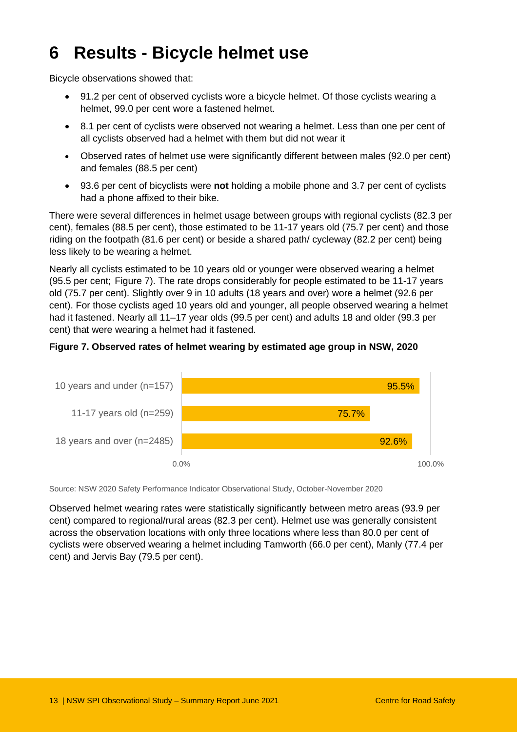# 6 Results - Bicycle helmet use

Bicycle observations showed that:

- 91.2 per cent of observed cyclists wore a bicycle helmet. Of those cyclists wearing a helmet, 99.0 per cent wore a fastened helmet.
- 8.1 per cent of cyclists were observed not wearing a helmet. Less than one per cent of all cyclists observed had a helmet with them but did not wear it
- Observed rates of helmet use were significantly different between males (92.0 per cent) and females (88.5 per cent)
- 93.6 per cent of bicyclists were **not** holding a mobile phone and 3.7 per cent of cyclists had a phone affixed to their bike.

There were several differences in helmet usage between groups with regional cyclists (82.3 per cent), females (88.5 per cent), those estimated to be 11-17 years old (75.7 per cent) and those riding on the footpath (81.6 per cent) or beside a shared path/ cycleway (82.2 per cent) being less likely to be wearing a helmet.

Nearly all cyclists estimated to be 10 years old or younger were observed wearing a helmet (95.5 per cent; Figure 7). The rate drops considerably for people estimated to be 11-17 years old (75.7 per cent). Slightly over 9 in 10 adults (18 years and over) wore a helmet (92.6 per cent). For those cyclists aged 10 years old and younger, all people observed wearing a helmet had it fastened. Nearly all 11–17 year olds (99.5 per cent) and adults 18 and older (99.3 per cent) that were wearing a helmet had it fastened.

**Figure 7. Observed rates of helmet wearing by estimated age group in NSW, 2020**

10 years and under (n=157)
95.5%
11-17 years old (n=259)
75.7%
18 years and over (n=2485)
92.6%
0.0%
100.0%

Source: NSW 2020 Safety Performance Indicator Observational Study, October-November 2020

Observed helmet wearing rates were statistically significantly between metro areas (93.9 per cent) compared to regional/rural areas (82.3 per cent). Helmet use was generally consistent across the observation locations with only three locations where less than 80.0 per cent of cyclists were observed wearing a helmet including Tamworth (66.0 per cent), Manly (77.4 per cent) and Jervis Bay (79.5 per cent).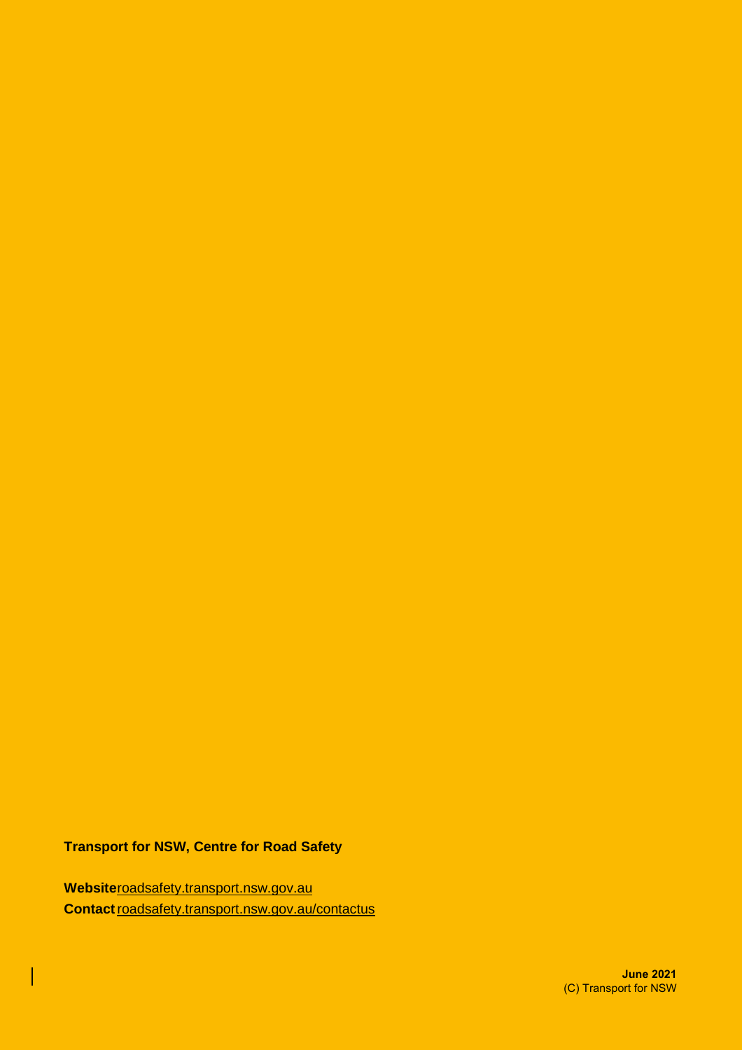**Transport for NSW, Centre for Road Safety**

**Website** roadsafety.transport.nsw.gov.au
**Contact** roadsafety.transport.nsw.gov.au/contactus

**June 2021**
(C) Transport for NSW